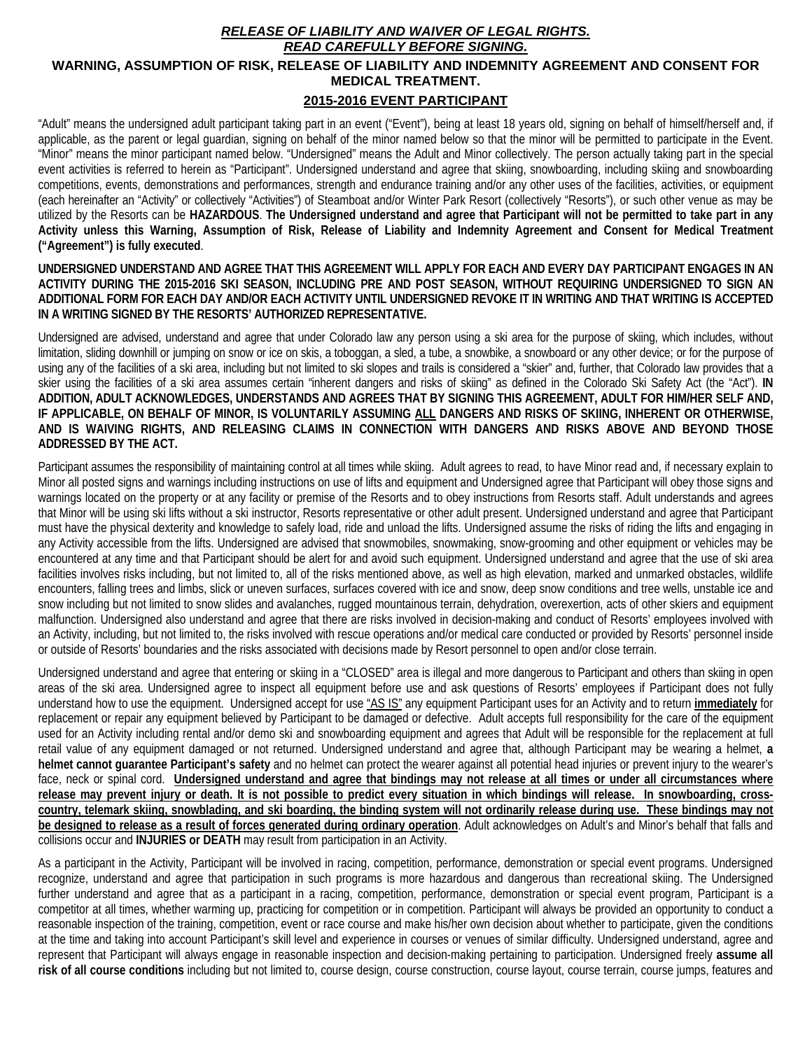# ***RELEASE OF LIABILITY AND WAIVER OF LEGAL RIGHTS.***
# ***READ CAREFULLY BEFORE SIGNING.***

## WARNING, ASSUMPTION OF RISK, RELEASE OF LIABILITY AND INDEMNITY AGREEMENT AND CONSENT FOR MEDICAL TREATMENT.

## 2015-2016 EVENT PARTICIPANT

"Adult" means the undersigned adult participant taking part in an event ("Event"), being at least 18 years old, signing on behalf of himself/herself and, if applicable, as the parent or legal guardian, signing on behalf of the minor named below so that the minor will be permitted to participate in the Event. "Minor" means the minor participant named below. "Undersigned" means the Adult and Minor collectively. The person actually taking part in the special event activities is referred to herein as "Participant". Undersigned understand and agree that skiing, snowboarding, including skiing and snowboarding competitions, events, demonstrations and performances, strength and endurance training and/or any other uses of the facilities, activities, or equipment (each hereinafter an "Activity" or collectively "Activities") of Steamboat and/or Winter Park Resort (collectively "Resorts"), or such other venue as may be utilized by the Resorts can be **HAZARDOUS**. **The Undersigned understand and agree that Participant will not be permitted to take part in any Activity unless this Warning, Assumption of Risk, Release of Liability and Indemnity Agreement and Consent for Medical Treatment ("Agreement") is fully executed**.

**UNDERSIGNED UNDERSTAND AND AGREE THAT THIS AGREEMENT WILL APPLY FOR EACH AND EVERY DAY PARTICIPANT ENGAGES IN AN ACTIVITY DURING THE 2015-2016 SKI SEASON, INCLUDING PRE AND POST SEASON, WITHOUT REQUIRING UNDERSIGNED TO SIGN AN ADDITIONAL FORM FOR EACH DAY AND/OR EACH ACTIVITY UNTIL UNDERSIGNED REVOKE IT IN WRITING AND THAT WRITING IS ACCEPTED IN A WRITING SIGNED BY THE RESORTS' AUTHORIZED REPRESENTATIVE.**

Undersigned are advised, understand and agree that under Colorado law any person using a ski area for the purpose of skiing, which includes, without limitation, sliding downhill or jumping on snow or ice on skis, a toboggan, a sled, a tube, a snowbike, a snowboard or any other device; or for the purpose of using any of the facilities of a ski area, including but not limited to ski slopes and trails is considered a "skier" and, further, that Colorado law provides that a skier using the facilities of a ski area assumes certain "inherent dangers and risks of skiing" as defined in the Colorado Ski Safety Act (the "Act"). **IN ADDITION, ADULT ACKNOWLEDGES, UNDERSTANDS AND AGREES THAT BY SIGNING THIS AGREEMENT, ADULT FOR HIM/HER SELF AND, IF APPLICABLE, ON BEHALF OF MINOR, IS VOLUNTARILY ASSUMING <u>ALL</u> DANGERS AND RISKS OF SKIING, INHERENT OR OTHERWISE, AND IS WAIVING RIGHTS, AND RELEASING CLAIMS IN CONNECTION WITH DANGERS AND RISKS ABOVE AND BEYOND THOSE ADDRESSED BY THE ACT.**

Participant assumes the responsibility of maintaining control at all times while skiing. Adult agrees to read, to have Minor read and, if necessary explain to Minor all posted signs and warnings including instructions on use of lifts and equipment and Undersigned agree that Participant will obey those signs and warnings located on the property or at any facility or premise of the Resorts and to obey instructions from Resorts staff. Adult understands and agrees that Minor will be using ski lifts without a ski instructor, Resorts representative or other adult present. Undersigned understand and agree that Participant must have the physical dexterity and knowledge to safely load, ride and unload the lifts. Undersigned assume the risks of riding the lifts and engaging in any Activity accessible from the lifts. Undersigned are advised that snowmobiles, snowmaking, snow-grooming and other equipment or vehicles may be encountered at any time and that Participant should be alert for and avoid such equipment. Undersigned understand and agree that the use of ski area facilities involves risks including, but not limited to, all of the risks mentioned above, as well as high elevation, marked and unmarked obstacles, wildlife encounters, falling trees and limbs, slick or uneven surfaces, surfaces covered with ice and snow, deep snow conditions and tree wells, unstable ice and snow including but not limited to snow slides and avalanches, rugged mountainous terrain, dehydration, overexertion, acts of other skiers and equipment malfunction. Undersigned also understand and agree that there are risks involved in decision-making and conduct of Resorts' employees involved with an Activity, including, but not limited to, the risks involved with rescue operations and/or medical care conducted or provided by Resorts' personnel inside or outside of Resorts' boundaries and the risks associated with decisions made by Resort personnel to open and/or close terrain.

Undersigned understand and agree that entering or skiing in a "CLOSED" area is illegal and more dangerous to Participant and others than skiing in open areas of the ski area. Undersigned agree to inspect all equipment before use and ask questions of Resorts' employees if Participant does not fully understand how to use the equipment. Undersigned accept for use <u>"AS IS"</u> any equipment Participant uses for an Activity and to return **<u>immediately</u>** for replacement or repair any equipment believed by Participant to be damaged or defective. Adult accepts full responsibility for the care of the equipment used for an Activity including rental and/or demo ski and snowboarding equipment and agrees that Adult will be responsible for the replacement at full retail value of any equipment damaged or not returned. Undersigned understand and agree that, although Participant may be wearing a helmet, **a helmet cannot guarantee Participant's safety** and no helmet can protect the wearer against all potential head injuries or prevent injury to the wearer's face, neck or spinal cord. **<u>Undersigned understand and agree that bindings may not release at all times or under all circumstances where release may prevent injury or death. It is not possible to predict every situation in which bindings will release. In snowboarding, cross-country, telemark skiing, snowblading, and ski boarding, the binding system will not ordinarily release during use. These bindings may not be designed to release as a result of forces generated during ordinary operation</u>**. Adult acknowledges on Adult's and Minor's behalf that falls and collisions occur and **INJURIES or DEATH** may result from participation in an Activity.

As a participant in the Activity, Participant will be involved in racing, competition, performance, demonstration or special event programs. Undersigned recognize, understand and agree that participation in such programs is more hazardous and dangerous than recreational skiing. The Undersigned further understand and agree that as a participant in a racing, competition, performance, demonstration or special event program, Participant is a competitor at all times, whether warming up, practicing for competition or in competition. Participant will always be provided an opportunity to conduct a reasonable inspection of the training, competition, event or race course and make his/her own decision about whether to participate, given the conditions at the time and taking into account Participant's skill level and experience in courses or venues of similar difficulty. Undersigned understand, agree and represent that Participant will always engage in reasonable inspection and decision-making pertaining to participation. Undersigned freely **assume all risk of all course conditions** including but not limited to, course design, course construction, course layout, course terrain, course jumps, features and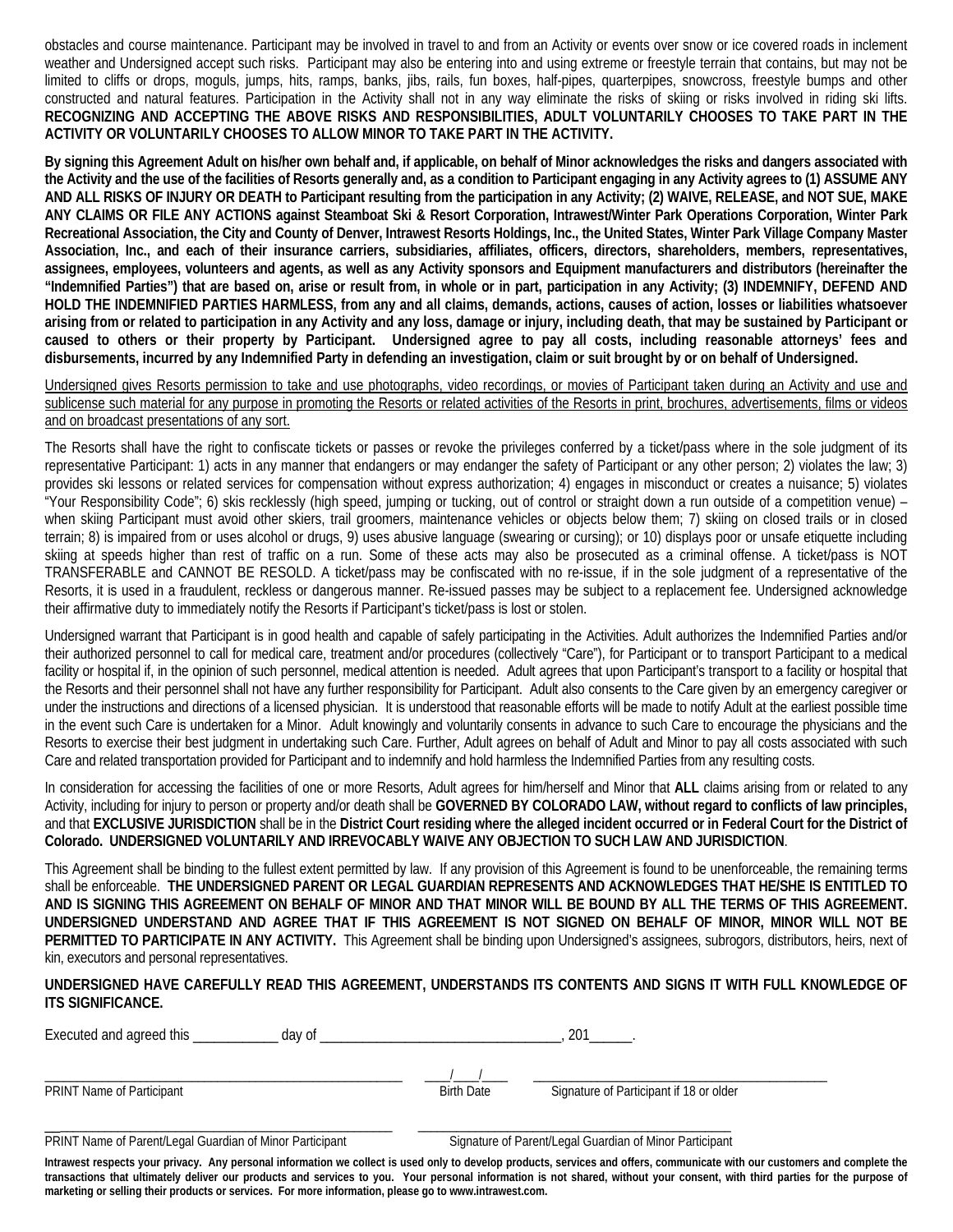obstacles and course maintenance. Participant may be involved in travel to and from an Activity or events over snow or ice covered roads in inclement weather and Undersigned accept such risks. Participant may also be entering into and using extreme or freestyle terrain that contains, but may not be limited to cliffs or drops, moguls, jumps, hits, ramps, banks, jibs, rails, fun boxes, half-pipes, quarterpipes, snowcross, freestyle bumps and other constructed and natural features. Participation in the Activity shall not in any way eliminate the risks of skiing or risks involved in riding ski lifts. **RECOGNIZING AND ACCEPTING THE ABOVE RISKS AND RESPONSIBILITIES, ADULT VOLUNTARILY CHOOSES TO TAKE PART IN THE ACTIVITY OR VOLUNTARILY CHOOSES TO ALLOW MINOR TO TAKE PART IN THE ACTIVITY.**

**By signing this Agreement Adult on his/her own behalf and, if applicable, on behalf of Minor acknowledges the risks and dangers associated with the Activity and the use of the facilities of Resorts generally and, as a condition to Participant engaging in any Activity agrees to (1) ASSUME ANY AND ALL RISKS OF INJURY OR DEATH to Participant resulting from the participation in any Activity; (2) WAIVE, RELEASE, and NOT SUE, MAKE ANY CLAIMS OR FILE ANY ACTIONS against Steamboat Ski & Resort Corporation, Intrawest/Winter Park Operations Corporation, Winter Park Recreational Association, the City and County of Denver, Intrawest Resorts Holdings, Inc., the United States, Winter Park Village Company Master Association, Inc., and each of their insurance carriers, subsidiaries, affiliates, officers, directors, shareholders, members, representatives, assignees, employees, volunteers and agents, as well as any Activity sponsors and Equipment manufacturers and distributors (hereinafter the "Indemnified Parties") that are based on, arise or result from, in whole or in part, participation in any Activity; (3) INDEMNIFY, DEFEND AND HOLD THE INDEMNIFIED PARTIES HARMLESS, from any and all claims, demands, actions, causes of action, losses or liabilities whatsoever arising from or related to participation in any Activity and any loss, damage or injury, including death, that may be sustained by Participant or caused to others or their property by Participant. Undersigned agree to pay all costs, including reasonable attorneys' fees and disbursements, incurred by any Indemnified Party in defending an investigation, claim or suit brought by or on behalf of Undersigned.**

Undersigned gives Resorts permission to take and use photographs, video recordings, or movies of Participant taken during an Activity and use and sublicense such material for any purpose in promoting the Resorts or related activities of the Resorts in print, brochures, advertisements, films or videos and on broadcast presentations of any sort.

The Resorts shall have the right to confiscate tickets or passes or revoke the privileges conferred by a ticket/pass where in the sole judgment of its representative Participant: 1) acts in any manner that endangers or may endanger the safety of Participant or any other person; 2) violates the law; 3) provides ski lessons or related services for compensation without express authorization; 4) engages in misconduct or creates a nuisance; 5) violates "Your Responsibility Code"; 6) skis recklessly (high speed, jumping or tucking, out of control or straight down a run outside of a competition venue) – when skiing Participant must avoid other skiers, trail groomers, maintenance vehicles or objects below them; 7) skiing on closed trails or in closed terrain; 8) is impaired from or uses alcohol or drugs, 9) uses abusive language (swearing or cursing); or 10) displays poor or unsafe etiquette including skiing at speeds higher than rest of traffic on a run. Some of these acts may also be prosecuted as a criminal offense. A ticket/pass is NOT TRANSFERABLE and CANNOT BE RESOLD. A ticket/pass may be confiscated with no re-issue, if in the sole judgment of a representative of the Resorts, it is used in a fraudulent, reckless or dangerous manner. Re-issued passes may be subject to a replacement fee. Undersigned acknowledge their affirmative duty to immediately notify the Resorts if Participant's ticket/pass is lost or stolen.

Undersigned warrant that Participant is in good health and capable of safely participating in the Activities. Adult authorizes the Indemnified Parties and/or their authorized personnel to call for medical care, treatment and/or procedures (collectively "Care"), for Participant or to transport Participant to a medical facility or hospital if, in the opinion of such personnel, medical attention is needed. Adult agrees that upon Participant's transport to a facility or hospital that the Resorts and their personnel shall not have any further responsibility for Participant. Adult also consents to the Care given by an emergency caregiver or under the instructions and directions of a licensed physician. It is understood that reasonable efforts will be made to notify Adult at the earliest possible time in the event such Care is undertaken for a Minor. Adult knowingly and voluntarily consents in advance to such Care to encourage the physicians and the Resorts to exercise their best judgment in undertaking such Care. Further, Adult agrees on behalf of Adult and Minor to pay all costs associated with such Care and related transportation provided for Participant and to indemnify and hold harmless the Indemnified Parties from any resulting costs.

In consideration for accessing the facilities of one or more Resorts, Adult agrees for him/herself and Minor that **ALL** claims arising from or related to any Activity, including for injury to person or property and/or death shall be **GOVERNED BY COLORADO LAW, without regard to conflicts of law principles,** and that **EXCLUSIVE JURISDICTION** shall be in the **District Court residing where the alleged incident occurred or in Federal Court for the District of Colorado. UNDERSIGNED VOLUNTARILY AND IRREVOCABLY WAIVE ANY OBJECTION TO SUCH LAW AND JURISDICTION**.

This Agreement shall be binding to the fullest extent permitted by law. If any provision of this Agreement is found to be unenforceable, the remaining terms shall be enforceable. **THE UNDERSIGNED PARENT OR LEGAL GUARDIAN REPRESENTS AND ACKNOWLEDGES THAT HE/SHE IS ENTITLED TO AND IS SIGNING THIS AGREEMENT ON BEHALF OF MINOR AND THAT MINOR WILL BE BOUND BY ALL THE TERMS OF THIS AGREEMENT. UNDERSIGNED UNDERSTAND AND AGREE THAT IF THIS AGREEMENT IS NOT SIGNED ON BEHALF OF MINOR, MINOR WILL NOT BE PERMITTED TO PARTICIPATE IN ANY ACTIVITY.** This Agreement shall be binding upon Undersigned's assignees, subrogors, distributors, heirs, next of kin, executors and personal representatives.

**UNDERSIGNED HAVE CAREFULLY READ THIS AGREEMENT, UNDERSTANDS ITS CONTENTS AND SIGNS IT WITH FULL KNOWLEDGE OF ITS SIGNIFICANCE.**

Executed and agreed this ____________ day of ___________________________________, 201______.

______________________________________________________ ____/____/____ _____________________________________________

PRINT Name of Participant Birth Date Signature of Participant if 18 or older

______________________________________________________ ________________________________________________

PRINT Name of Parent/Legal Guardian of Minor Participant Signature of Parent/Legal Guardian of Minor Participant

**Intrawest respects your privacy. Any personal information we collect is used only to develop products, services and offers, communicate with our customers and complete the transactions that ultimately deliver our products and services to you. Your personal information is not shared, without your consent, with third parties for the purpose of marketing or selling their products or services. For more information, please go to www.intrawest.com.**